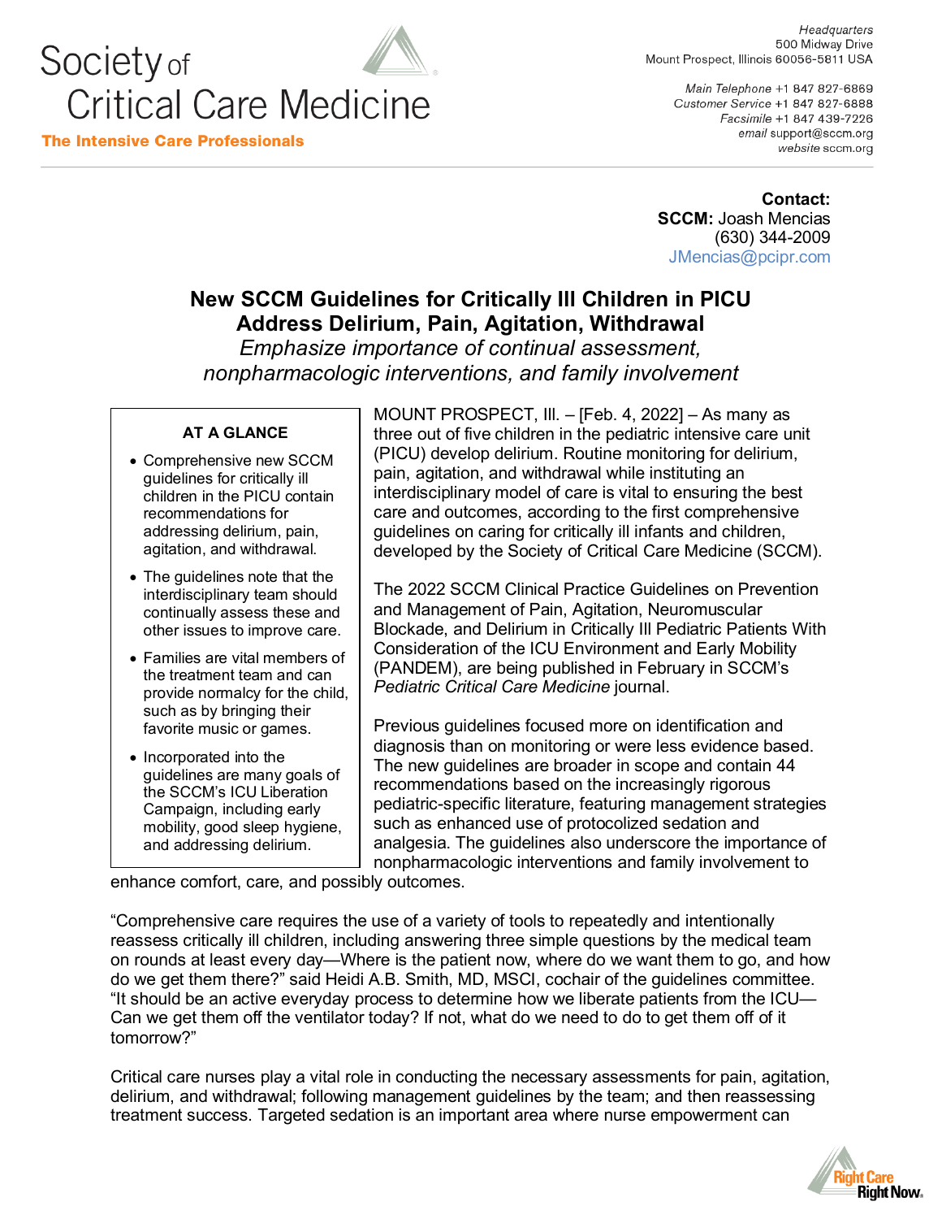Society of Critical Care Medicine
**The Intensive Care Professionals**

*Headquarters*
500 Midway Drive
Mount Prospect, Illinois 60056-5811 USA

*Main Telephone* +1 847 827-6869
*Customer Service* +1 847 827-6888
*Facsimile* +1 847 439-7226
*email* support@sccm.org
*website* sccm.org

**Contact:**
**SCCM:** Joash Mencias
(630) 344-2009
JMencias@pcipr.com

# New SCCM Guidelines for Critically Ill Children in PICU Address Delirium, Pain, Agitation, Withdrawal

*Emphasize importance of continual assessment, nonpharmacologic interventions, and family involvement*

**AT A GLANCE**

- Comprehensive new SCCM guidelines for critically ill children in the PICU contain recommendations for addressing delirium, pain, agitation, and withdrawal.
- The guidelines note that the interdisciplinary team should continually assess these and other issues to improve care.
- Families are vital members of the treatment team and can provide normalcy for the child, such as by bringing their favorite music or games.
- Incorporated into the guidelines are many goals of the SCCM's ICU Liberation Campaign, including early mobility, good sleep hygiene, and addressing delirium.

MOUNT PROSPECT, Ill. – [Feb. 4, 2022] – As many as three out of five children in the pediatric intensive care unit (PICU) develop delirium. Routine monitoring for delirium, pain, agitation, and withdrawal while instituting an interdisciplinary model of care is vital to ensuring the best care and outcomes, according to the first comprehensive guidelines on caring for critically ill infants and children, developed by the Society of Critical Care Medicine (SCCM).

The 2022 SCCM Clinical Practice Guidelines on Prevention and Management of Pain, Agitation, Neuromuscular Blockade, and Delirium in Critically Ill Pediatric Patients With Consideration of the ICU Environment and Early Mobility (PANDEM), are being published in February in SCCM's *Pediatric Critical Care Medicine* journal.

Previous guidelines focused more on identification and diagnosis than on monitoring or were less evidence based. The new guidelines are broader in scope and contain 44 recommendations based on the increasingly rigorous pediatric-specific literature, featuring management strategies such as enhanced use of protocolized sedation and analgesia. The guidelines also underscore the importance of nonpharmacologic interventions and family involvement to enhance comfort, care, and possibly outcomes.

"Comprehensive care requires the use of a variety of tools to repeatedly and intentionally reassess critically ill children, including answering three simple questions by the medical team on rounds at least every day—Where is the patient now, where do we want them to go, and how do we get them there?" said Heidi A.B. Smith, MD, MSCI, cochair of the guidelines committee. "It should be an active everyday process to determine how we liberate patients from the ICU—Can we get them off the ventilator today? If not, what do we need to do to get them off of it tomorrow?"

Critical care nurses play a vital role in conducting the necessary assessments for pain, agitation, delirium, and withdrawal; following management guidelines by the team; and then reassessing treatment success. Targeted sedation is an important area where nurse empowerment can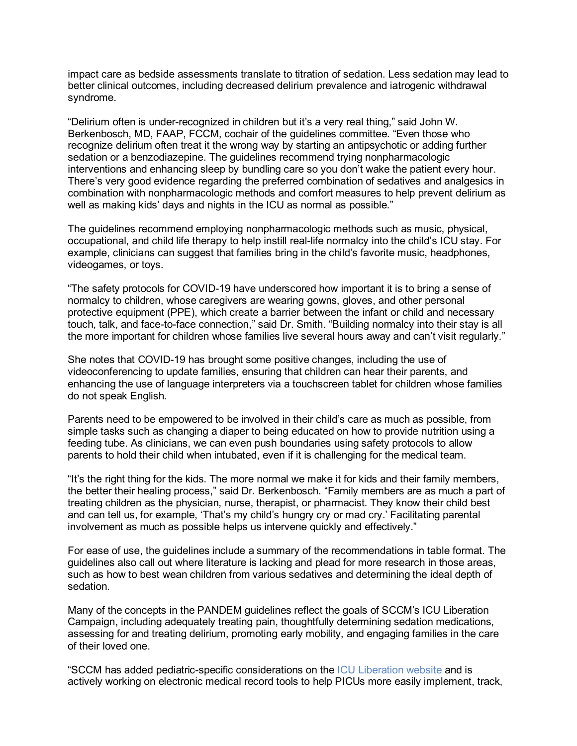impact care as bedside assessments translate to titration of sedation. Less sedation may lead to better clinical outcomes, including decreased delirium prevalence and iatrogenic withdrawal syndrome.

“Delirium often is under-recognized in children but it’s a very real thing,” said John W. Berkenbosch, MD, FAAP, FCCM, cochair of the guidelines committee. “Even those who recognize delirium often treat it the wrong way by starting an antipsychotic or adding further sedation or a benzodiazepine. The guidelines recommend trying nonpharmacologic interventions and enhancing sleep by bundling care so you don’t wake the patient every hour. There’s very good evidence regarding the preferred combination of sedatives and analgesics in combination with nonpharmacologic methods and comfort measures to help prevent delirium as well as making kids’ days and nights in the ICU as normal as possible.”

The guidelines recommend employing nonpharmacologic methods such as music, physical, occupational, and child life therapy to help instill real-life normalcy into the child’s ICU stay. For example, clinicians can suggest that families bring in the child’s favorite music, headphones, videogames, or toys.

“The safety protocols for COVID-19 have underscored how important it is to bring a sense of normalcy to children, whose caregivers are wearing gowns, gloves, and other personal protective equipment (PPE), which create a barrier between the infant or child and necessary touch, talk, and face-to-face connection,” said Dr. Smith. “Building normalcy into their stay is all the more important for children whose families live several hours away and can’t visit regularly.”

She notes that COVID-19 has brought some positive changes, including the use of videoconferencing to update families, ensuring that children can hear their parents, and enhancing the use of language interpreters via a touchscreen tablet for children whose families do not speak English.

Parents need to be empowered to be involved in their child’s care as much as possible, from simple tasks such as changing a diaper to being educated on how to provide nutrition using a feeding tube. As clinicians, we can even push boundaries using safety protocols to allow parents to hold their child when intubated, even if it is challenging for the medical team.

“It’s the right thing for the kids. The more normal we make it for kids and their family members, the better their healing process,” said Dr. Berkenbosch. “Family members are as much a part of treating children as the physician, nurse, therapist, or pharmacist. They know their child best and can tell us, for example, ‘That’s my child’s hungry cry or mad cry.’ Facilitating parental involvement as much as possible helps us intervene quickly and effectively.”

For ease of use, the guidelines include a summary of the recommendations in table format. The guidelines also call out where literature is lacking and plead for more research in those areas, such as how to best wean children from various sedatives and determining the ideal depth of sedation.

Many of the concepts in the PANDEM guidelines reflect the goals of SCCM’s ICU Liberation Campaign, including adequately treating pain, thoughtfully determining sedation medications, assessing for and treating delirium, promoting early mobility, and engaging families in the care of their loved one.

“SCCM has added pediatric-specific considerations on the ICU Liberation website and is actively working on electronic medical record tools to help PICUs more easily implement, track,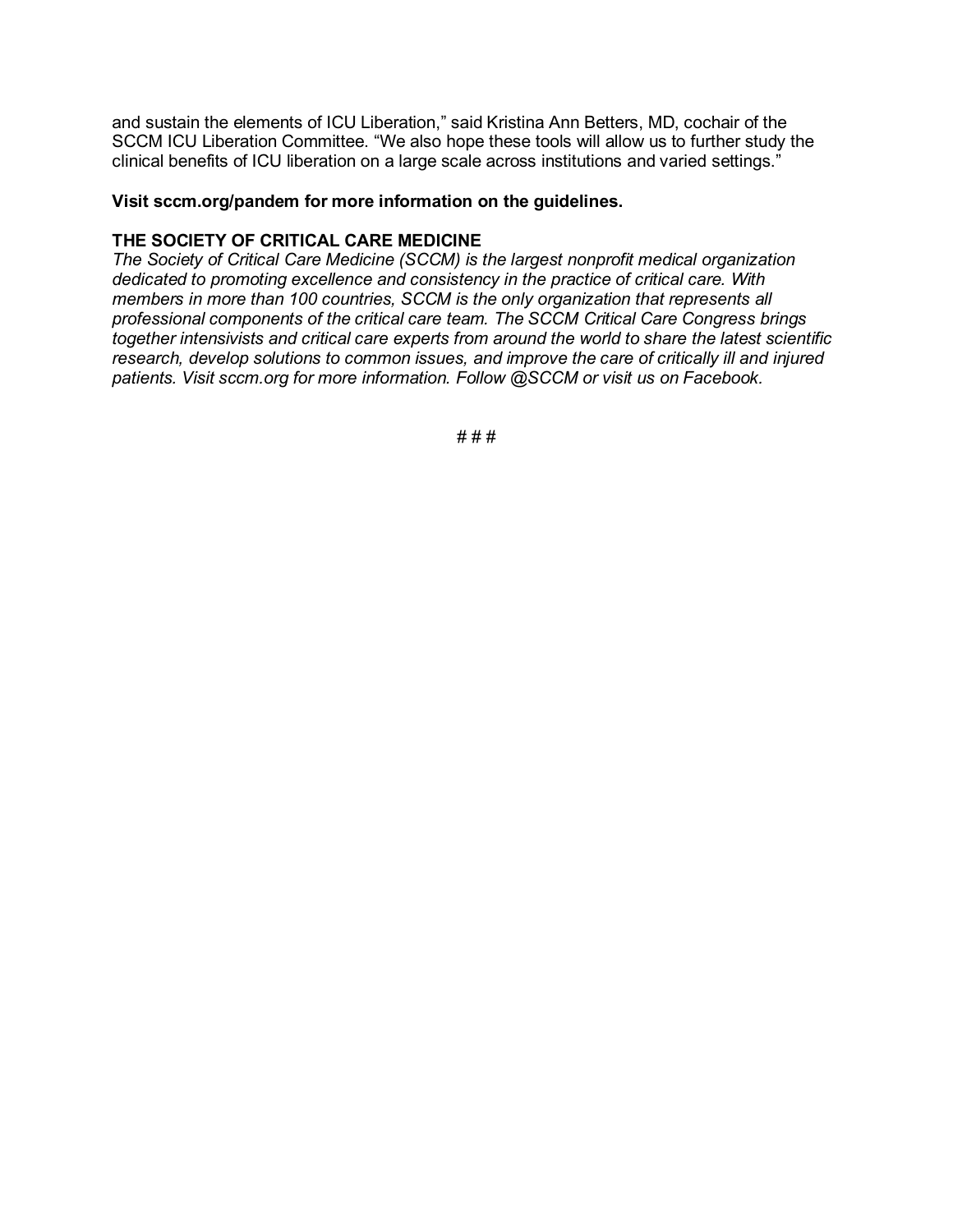and sustain the elements of ICU Liberation," said Kristina Ann Betters, MD, cochair of the SCCM ICU Liberation Committee. "We also hope these tools will allow us to further study the clinical benefits of ICU liberation on a large scale across institutions and varied settings."

**Visit sccm.org/pandem for more information on the guidelines.**

**THE SOCIETY OF CRITICAL CARE MEDICINE**

*The Society of Critical Care Medicine (SCCM) is the largest nonprofit medical organization dedicated to promoting excellence and consistency in the practice of critical care. With members in more than 100 countries, SCCM is the only organization that represents all professional components of the critical care team. The SCCM Critical Care Congress brings together intensivists and critical care experts from around the world to share the latest scientific research, develop solutions to common issues, and improve the care of critically ill and injured patients. Visit sccm.org for more information. Follow @SCCM or visit us on Facebook.*

# # #